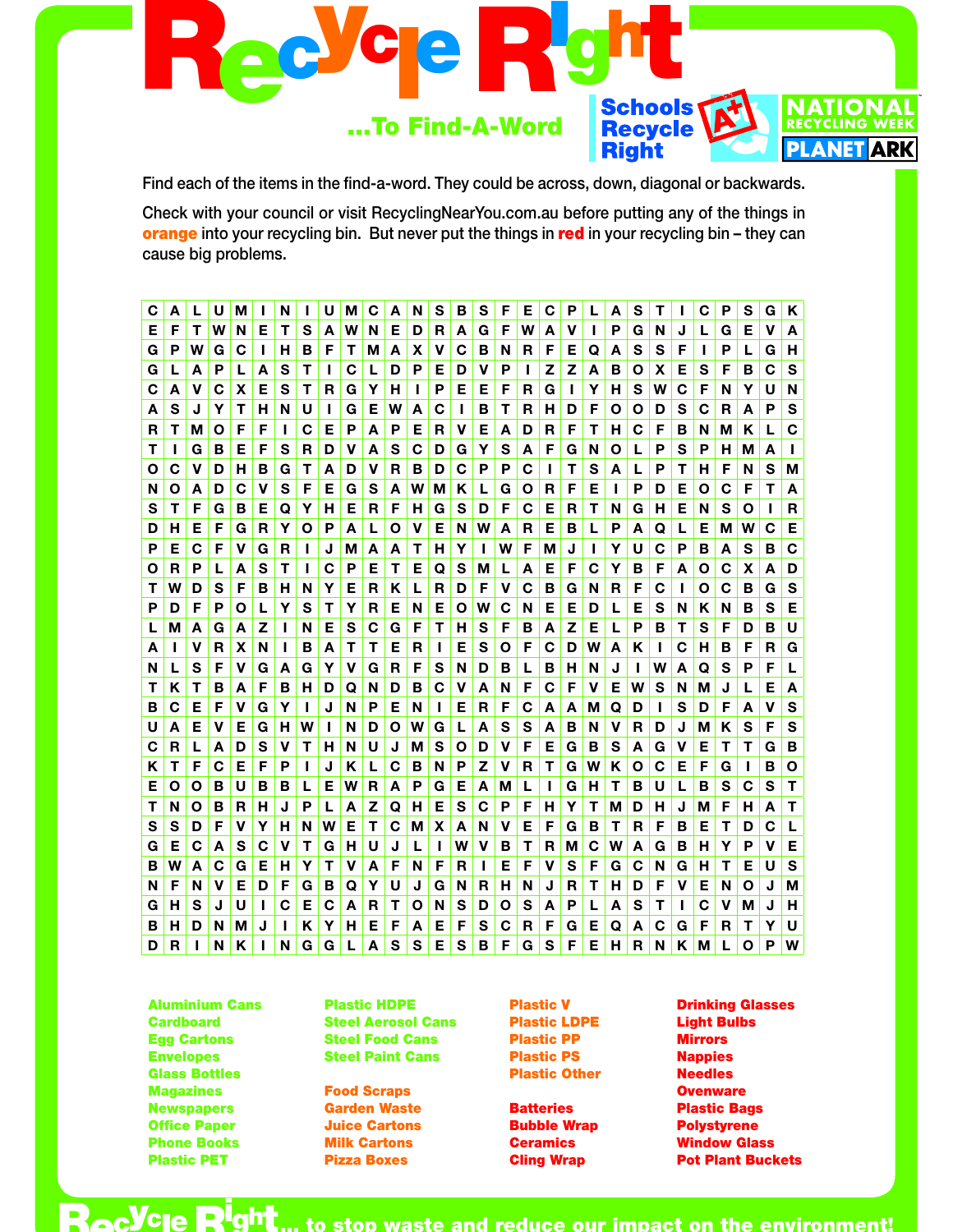# Recycle Right

## ...To Find-A-Word

Schools Recycle Right

NATIONAL RECYCLING WEEK

PLANET ARK

Find each of the items in the find-a-word. They could be across, down, diagonal or backwards.

Check with your council or visit RecyclingNearYou.com.au before putting any of the things in **orange** into your recycling bin. But never put the things in **red** in your recycling bin – they can cause big problems.

| | | | | | | | | | | | | | | | | | | | | | | | | | | | | | |
|---|---|---|---|---|---|---|---|---|---|---|---|---|---|---|---|---|---|---|---|---|---|---|---|---|---|---|---|---|---|
| C | A | L | U | M | I | N | I | U | M | C | A | N | S | B | S | F | E | C | P | L | A | S | T | I | C | P | S | G | K |
| E | F | T | W | N | E | T | S | A | W | N | E | D | R | A | G | F | W | A | V | I | P | G | N | J | L | G | E | V | A |
| G | P | W | G | C | I | H | B | F | T | M | A | X | V | C | B | N | R | F | E | Q | A | S | S | F | I | P | L | G | H |
| G | L | A | P | L | A | S | T | I | C | L | D | P | E | D | V | P | I | Z | Z | A | B | O | X | E | S | F | B | C | S |
| C | A | V | C | X | E | S | T | R | G | Y | H | I | P | E | E | F | R | G | I | Y | H | S | W | C | F | N | Y | U | N |
| A | S | J | Y | T | H | N | U | I | G | E | W | A | C | I | B | T | R | H | D | F | O | O | D | S | C | R | A | P | S |
| R | T | M | O | F | F | I | C | E | P | A | P | E | R | V | E | A | D | R | F | T | H | C | F | B | N | M | K | L | C |
| T | I | G | B | E | F | S | R | D | V | A | S | C | D | G | Y | S | A | F | G | N | O | L | P | S | P | H | M | A | I |
| O | C | V | D | H | B | G | T | A | D | V | R | B | D | C | P | P | C | I | T | S | A | L | P | T | H | F | N | S | M |
| N | O | A | D | C | V | S | F | E | G | S | A | W | M | K | L | G | O | R | F | E | I | P | D | E | O | C | F | T | A |
| S | T | F | G | B | E | Q | Y | H | E | R | F | H | G | S | D | F | C | E | R | T | N | G | H | E | N | S | O | I | R |
| D | H | E | F | G | R | Y | O | P | A | L | O | V | E | N | W | A | R | E | B | L | P | A | Q | L | E | M | W | C | E |
| P | E | C | F | V | G | R | I | J | M | A | A | T | H | Y | I | W | F | M | J | I | Y | U | C | P | B | A | S | B | C |
| O | R | P | L | A | S | T | I | C | P | E | T | E | Q | S | M | L | A | E | F | C | Y | B | F | A | O | C | X | A | D |
| T | W | D | S | F | B | H | N | Y | E | R | K | L | R | D | F | V | C | B | G | N | R | F | C | I | O | C | B | G | S |
| P | D | F | P | O | L | Y | S | T | Y | R | E | N | E | O | W | C | N | E | E | D | L | E | S | N | K | N | B | S | E |
| L | M | A | G | A | Z | I | N | E | S | C | G | F | T | H | S | F | B | A | Z | E | L | P | B | T | S | F | D | B | U |
| A | I | V | R | X | N | I | B | A | T | T | E | R | I | E | S | O | F | C | D | W | A | K | I | C | H | B | F | R | G |
| N | L | S | F | V | G | A | G | Y | V | G | R | F | S | N | D | B | L | B | H | N | J | I | W | A | Q | S | P | F | L |
| T | K | T | B | A | F | B | H | D | Q | N | D | B | C | V | A | N | F | C | F | V | E | W | S | N | M | J | L | E | A |
| B | C | E | F | V | G | Y | I | J | N | P | E | N | I | E | R | F | C | A | A | M | Q | D | I | S | D | F | A | V | S |
| U | A | E | V | E | G | H | W | I | N | D | O | W | G | L | A | S | S | A | B | N | V | R | D | J | M | K | S | F | S |
| C | R | L | A | D | S | V | T | H | N | U | J | M | S | O | D | V | F | E | G | B | S | A | G | V | E | T | T | G | B |
| K | T | F | C | E | F | P | I | J | K | L | C | B | N | P | Z | V | R | T | G | W | K | O | C | E | F | G | I | B | O |
| E | O | O | B | U | B | B | L | E | W | R | A | P | G | E | A | M | L | I | G | H | T | B | U | L | B | S | C | S | T |
| T | N | O | B | R | H | J | P | L | A | Z | Q | H | E | S | C | P | F | H | Y | T | M | D | H | J | M | F | H | A | T |
| S | S | D | F | V | Y | H | N | W | E | T | C | M | X | A | N | V | E | F | G | B | T | R | F | B | E | T | D | C | L |
| G | E | C | A | S | C | V | T | G | H | U | J | L | I | W | V | B | T | R | M | C | W | A | G | B | H | Y | P | V | E |
| B | W | A | C | G | E | H | Y | T | V | A | F | N | F | R | I | E | F | V | S | F | G | C | N | G | H | T | E | U | S |
| N | F | N | V | E | D | F | G | B | Q | Y | U | J | G | N | R | H | N | J | R | T | H | D | F | V | E | N | O | J | M |
| G | H | S | J | U | I | C | E | C | A | R | T | O | N | S | D | O | S | A | P | L | A | S | T | I | C | V | M | J | H |
| B | H | D | N | M | J | I | K | Y | H | E | F | A | E | F | S | C | R | F | G | E | Q | A | C | G | F | R | T | Y | U |
| D | R | I | N | K | I | N | G | G | L | A | S | S | E | S | B | F | G | S | F | E | H | R | N | K | M | L | O | P | W |

- Aluminium Cans
- Cardboard
- Egg Cartons
- Envelopes
- Glass Bottles
- Magazines
- Newspapers
- Office Paper
- Phone Books
- Plastic PET
- Plastic HDPE
- Steel Aerosol Cans
- Steel Food Cans
- Steel Paint Cans
- Food Scraps
- Garden Waste
- Juice Cartons
- Milk Cartons
- Pizza Boxes
- Plastic V
- Plastic LDPE
- Plastic PP
- Plastic PS
- Plastic Other
- Batteries
- Bubble Wrap
- Ceramics
- Cling Wrap
- Drinking Glasses
- Light Bulbs
- Mirrors
- Nappies
- Needles
- Ovenware
- Plastic Bags
- Polystyrene
- Window Glass
- Pot Plant Buckets

Recycle Right... to stop waste and reduce our impact on the environment!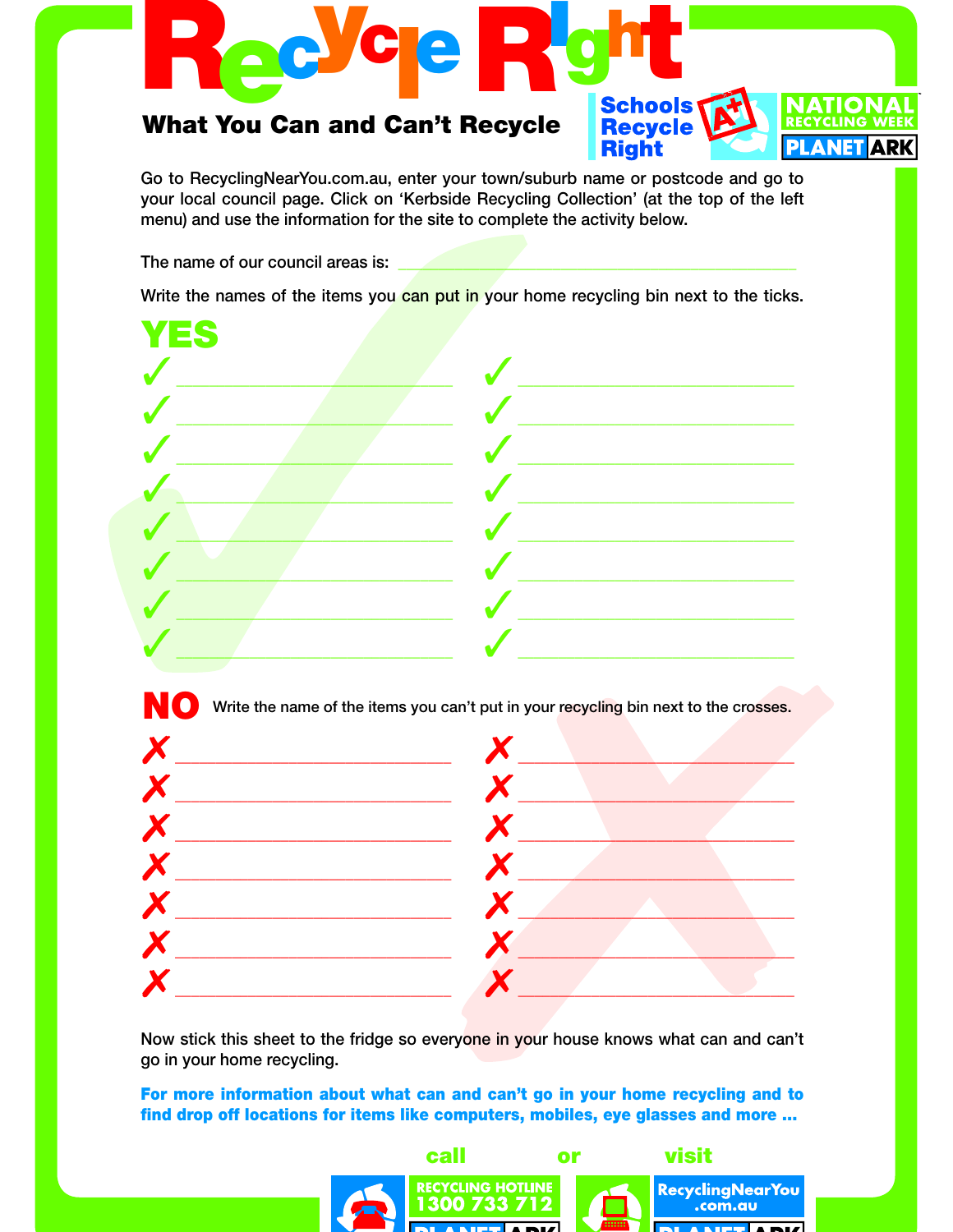# Recycle Right

## What You Can and Can't Recycle

Schools Recycle Right

NATIONAL RECYCLING WEEK

PLANET ARK

Go to RecyclingNearYou.com.au, enter your town/suburb name or postcode and go to your local council page. Click on 'Kerside Recycling Collection' (at the top of the left menu) and use the information for the site to complete the activity below.

The name of our council areas is: ____________________________________________

Write the names of the items you can put in your home recycling bin next to the ticks.

## YES

| | |
|---|---|
| ✓ ______________________ | ✓ ______________________ |
| ✓ ______________________ | ✓ ______________________ |
| ✓ ______________________ | ✓ ______________________ |
| ✓ ______________________ | ✓ ______________________ |
| ✓ ______________________ | ✓ ______________________ |
| ✓ ______________________ | ✓ ______________________ |
| ✓ ______________________ | ✓ ______________________ |
| ✓ ______________________ | ✓ ______________________ |

## NO

Write the name of the items you can't put in your recycling bin next to the crosses.

| | |
|---|---|
| ✗ ______________________ | ✗ ______________________ |
| ✗ ______________________ | ✗ ______________________ |
| ✗ ______________________ | ✗ ______________________ |
| ✗ ______________________ | ✗ ______________________ |
| ✗ ______________________ | ✗ ______________________ |
| ✗ ______________________ | ✗ ______________________ |
| ✗ ______________________ | ✗ ______________________ |

Now stick this sheet to the fridge so everyone in your house knows what can and can't go in your home recycling.

**For more information about what can and can't go in your home recycling and to find drop off locations for items like computers, mobiles, eye glasses and more ...**

**call** RECYCLING HOTLINE 1300 733 712 **or** **visit** RecyclingNearYou.com.au